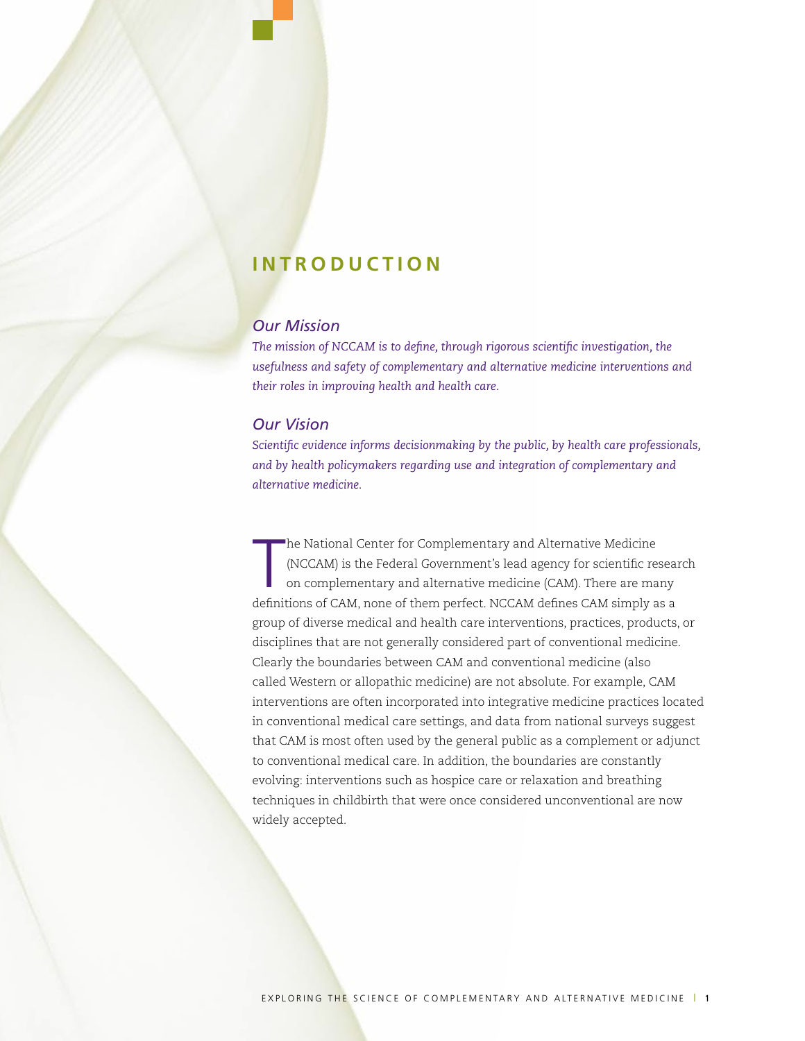# INTRODUCTION

## *Our Mission*

*The mission of NCCAM is to define, through rigorous scientific investigation, the usefulness and safety of complementary and alternative medicine interventions and their roles in improving health and health care.*

## *Our Vision*

*Scientific evidence informs decisionmaking by the public, by health care professionals, and by health policymakers regarding use and integration of complementary and alternative medicine.*

The National Center for Complementary and Alternative Medicine (NCCAM) is the Federal Government's lead agency for scientific research on complementary and alternative medicine (CAM). There are many definitions of CAM, none of them perfect. NCCAM defines CAM simply as a group of diverse medical and health care interventions, practices, products, or disciplines that are not generally considered part of conventional medicine. Clearly the boundaries between CAM and conventional medicine (also called Western or allopathic medicine) are not absolute. For example, CAM interventions are often incorporated into integrative medicine practices located in conventional medical care settings, and data from national surveys suggest that CAM is most often used by the general public as a complement or adjunct to conventional medical care. In addition, the boundaries are constantly evolving: interventions such as hospice care or relaxation and breathing techniques in childbirth that were once considered unconventional are now widely accepted.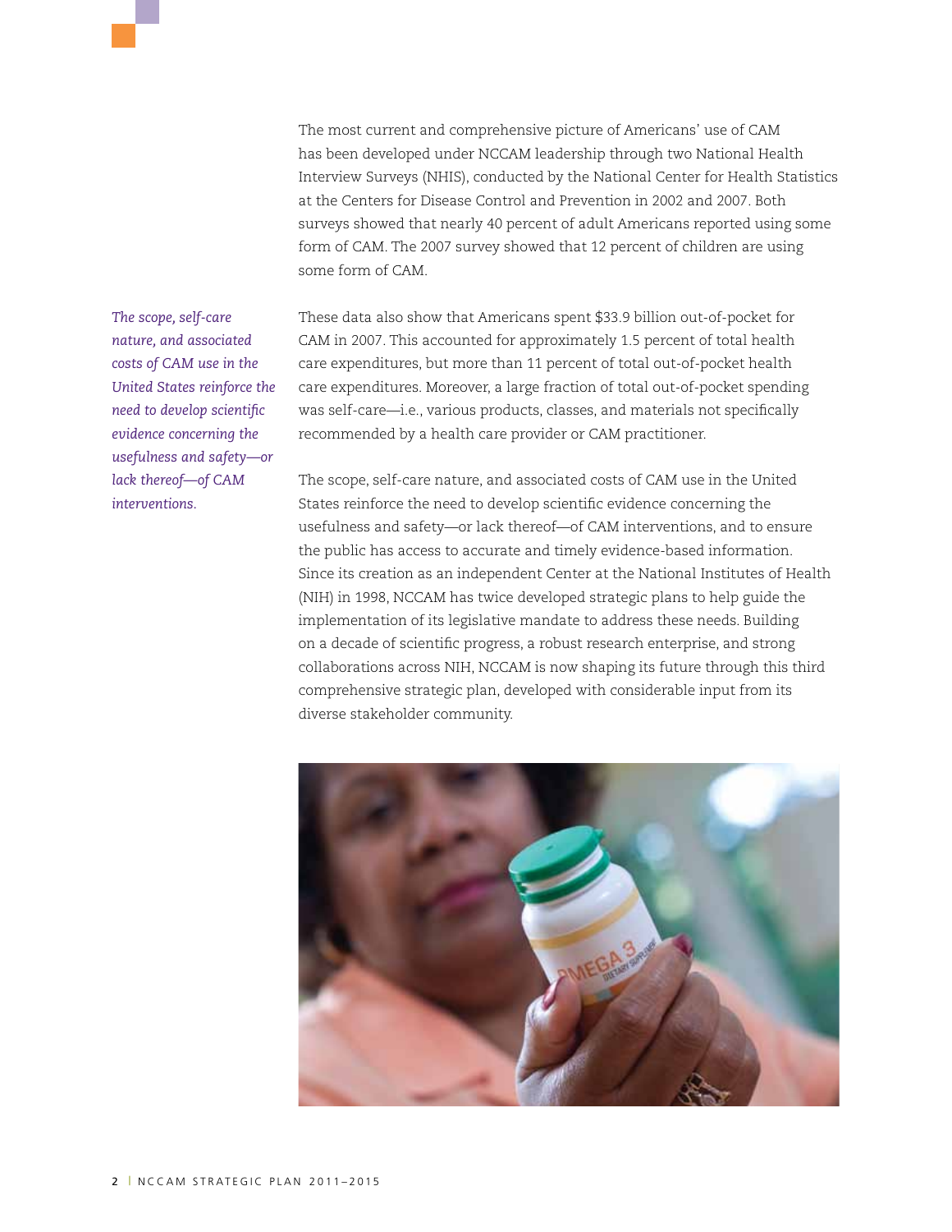The most current and comprehensive picture of Americans' use of CAM has been developed under NCCAM leadership through two National Health Interview Surveys (NHIS), conducted by the National Center for Health Statistics at the Centers for Disease Control and Prevention in 2002 and 2007. Both surveys showed that nearly 40 percent of adult Americans reported using some form of CAM. The 2007 survey showed that 12 percent of children are using some form of CAM.

*The scope, self-care nature, and associated costs of CAM use in the United States reinforce the need to develop scientific evidence concerning the usefulness and safety—or lack thereof—of CAM interventions.*

These data also show that Americans spent $33.9 billion out-of-pocket for CAM in 2007. This accounted for approximately 1.5 percent of total health care expenditures, but more than 11 percent of total out-of-pocket health care expenditures. Moreover, a large fraction of total out-of-pocket spending was self-care—i.e., various products, classes, and materials not specifically recommended by a health care provider or CAM practitioner.

The scope, self-care nature, and associated costs of CAM use in the United States reinforce the need to develop scientific evidence concerning the usefulness and safety—or lack thereof—of CAM interventions, and to ensure the public has access to accurate and timely evidence-based information. Since its creation as an independent Center at the National Institutes of Health (NIH) in 1998, NCCAM has twice developed strategic plans to help guide the implementation of its legislative mandate to address these needs. Building on a decade of scientific progress, a robust research enterprise, and strong collaborations across NIH, NCCAM is now shaping its future through this third comprehensive strategic plan, developed with considerable input from its diverse stakeholder community.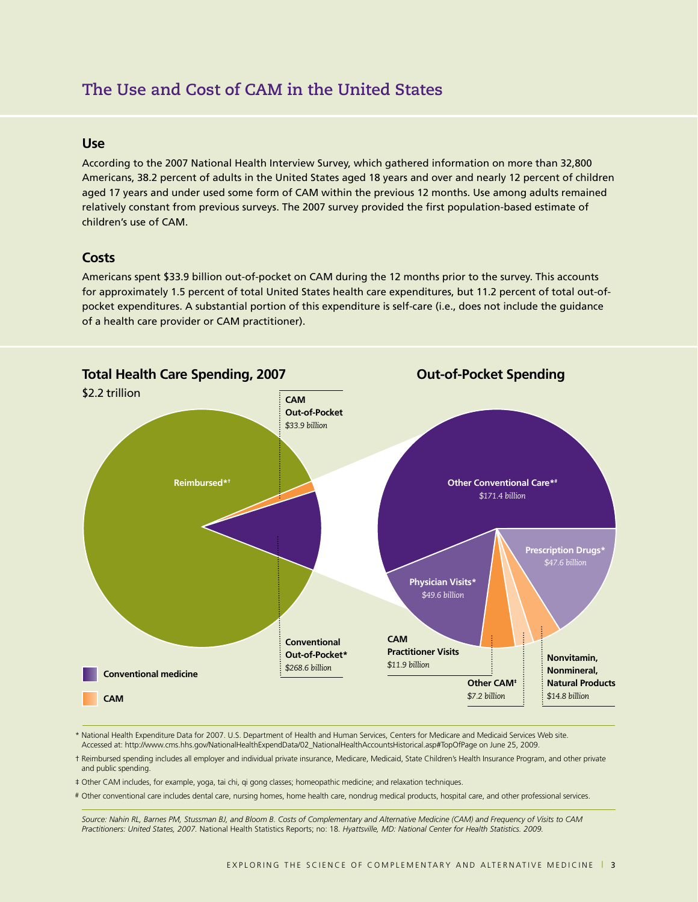## The Use and Cost of CAM in the United States

### Use

According to the 2007 National Health Interview Survey, which gathered information on more than 32,800 Americans, 38.2 percent of adults in the United States aged 18 years and over and nearly 12 percent of children aged 17 years and under used some form of CAM within the previous 12 months. Use among adults remained relatively constant from previous surveys. The 2007 survey provided the first population-based estimate of children's use of CAM.

### Costs

Americans spent $33.9 billion out-of-pocket on CAM during the 12 months prior to the survey. This accounts for approximately 1.5 percent of total United States health care expenditures, but 11.2 percent of total out-of-pocket expenditures. A substantial portion of this expenditure is self-care (i.e., does not include the guidance of a health care provider or CAM practitioner).

**Total Health Care Spending, 2007**

$2.2 trillion

- Reimbursed*†
- **CAM Out-of-Pocket** *$33.9 billion*
- **Conventional Out-of-Pocket*** *$268.6 billion*

**Out-of-Pocket Spending**

- **Other Conventional Care*#** *$171.4 billion*
- **Prescription Drugs*** *$47.6 billion*
- **Physician Visits*** *$49.6 billion*
- **CAM Practitioner Visits** *$11.9 billion*
- **Other CAM‡** *$7.2 billion*
- **Nonvitamin, Nonmineral, Natural Products** *$14.8 billion*

Legend: **Conventional medicine**; **CAM**

\* National Health Expenditure Data for 2007. U.S. Department of Health and Human Services, Centers for Medicare and Medicaid Services Web site. Accessed at: http://www.cms.hhs.gov/NationalHealthExpendData/02_NationalHealthAccountsHistorical.asp#TopOfPage on June 25, 2009.

† Reimbursed spending includes all employer and individual private insurance, Medicare, Medicaid, State Children's Health Insurance Program, and other private and public spending.

‡ Other CAM includes, for example, yoga, tai chi, qi gong classes; homeopathic medicine; and relaxation techniques.

\# Other conventional care includes dental care, nursing homes, home health care, nondrug medical products, hospital care, and other professional services.

*Source: Nahin RL, Barnes PM, Stussman BJ, and Bloom B. Costs of Complementary and Alternative Medicine (CAM) and Frequency of Visits to CAM Practitioners: United States, 2007.* National Health Statistics Reports; no: 18. *Hyattsville, MD: National Center for Health Statistics. 2009.*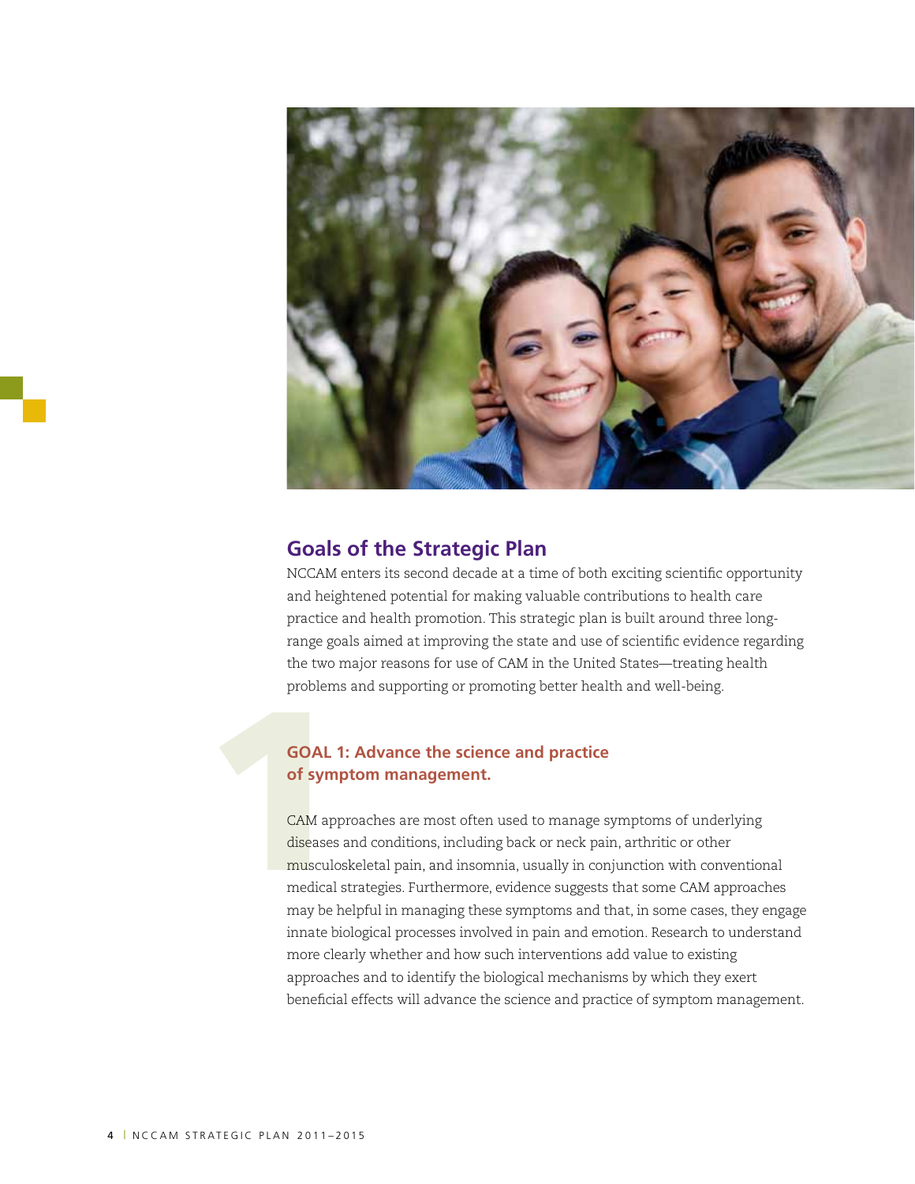## Goals of the Strategic Plan

NCCAM enters its second decade at a time of both exciting scientific opportunity and heightened potential for making valuable contributions to health care practice and health promotion. This strategic plan is built around three long-range goals aimed at improving the state and use of scientific evidence regarding the two major reasons for use of CAM in the United States—treating health problems and supporting or promoting better health and well-being.

### GOAL 1: Advance the science and practice of symptom management.

CAM approaches are most often used to manage symptoms of underlying diseases and conditions, including back or neck pain, arthritic or other musculoskeletal pain, and insomnia, usually in conjunction with conventional medical strategies. Furthermore, evidence suggests that some CAM approaches may be helpful in managing these symptoms and that, in some cases, they engage innate biological processes involved in pain and emotion. Research to understand more clearly whether and how such interventions add value to existing approaches and to identify the biological mechanisms by which they exert beneficial effects will advance the science and practice of symptom management.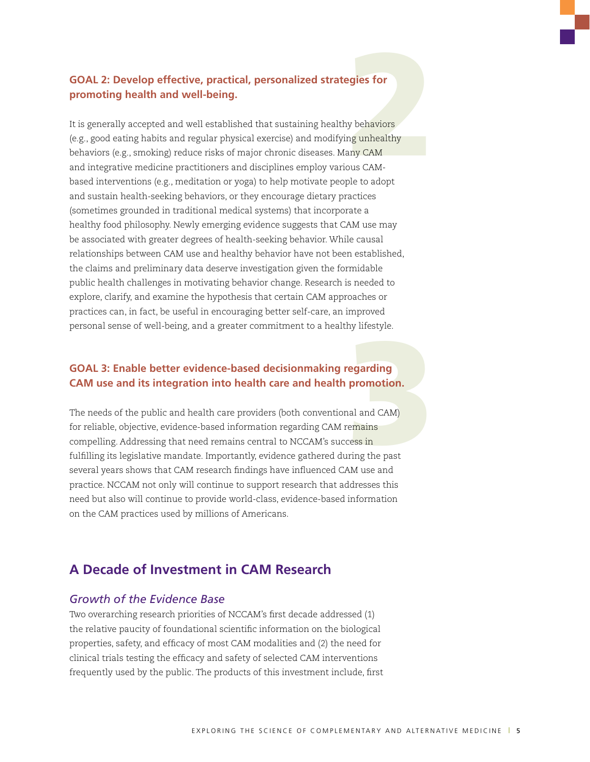**GOAL 2: Develop effective, practical, personalized strategies for promoting health and well-being.**

It is generally accepted and well established that sustaining healthy behaviors (e.g., good eating habits and regular physical exercise) and modifying unhealthy behaviors (e.g., smoking) reduce risks of major chronic diseases. Many CAM and integrative medicine practitioners and disciplines employ various CAM-based interventions (e.g., meditation or yoga) to help motivate people to adopt and sustain health-seeking behaviors, or they encourage dietary practices (sometimes grounded in traditional medical systems) that incorporate a healthy food philosophy. Newly emerging evidence suggests that CAM use may be associated with greater degrees of health-seeking behavior. While causal relationships between CAM use and healthy behavior have not been established, the claims and preliminary data deserve investigation given the formidable public health challenges in motivating behavior change. Research is needed to explore, clarify, and examine the hypothesis that certain CAM approaches or practices can, in fact, be useful in encouraging better self-care, an improved personal sense of well-being, and a greater commitment to a healthy lifestyle.

**GOAL 3: Enable better evidence-based decisionmaking regarding CAM use and its integration into health care and health promotion.**

The needs of the public and health care providers (both conventional and CAM) for reliable, objective, evidence-based information regarding CAM remains compelling. Addressing that need remains central to NCCAM's success in fulfilling its legislative mandate. Importantly, evidence gathered during the past several years shows that CAM research findings have influenced CAM use and practice. NCCAM not only will continue to support research that addresses this need but also will continue to provide world-class, evidence-based information on the CAM practices used by millions of Americans.

## A Decade of Investment in CAM Research

### *Growth of the Evidence Base*

Two overarching research priorities of NCCAM's first decade addressed (1) the relative paucity of foundational scientific information on the biological properties, safety, and efficacy of most CAM modalities and (2) the need for clinical trials testing the efficacy and safety of selected CAM interventions frequently used by the public. The products of this investment include, first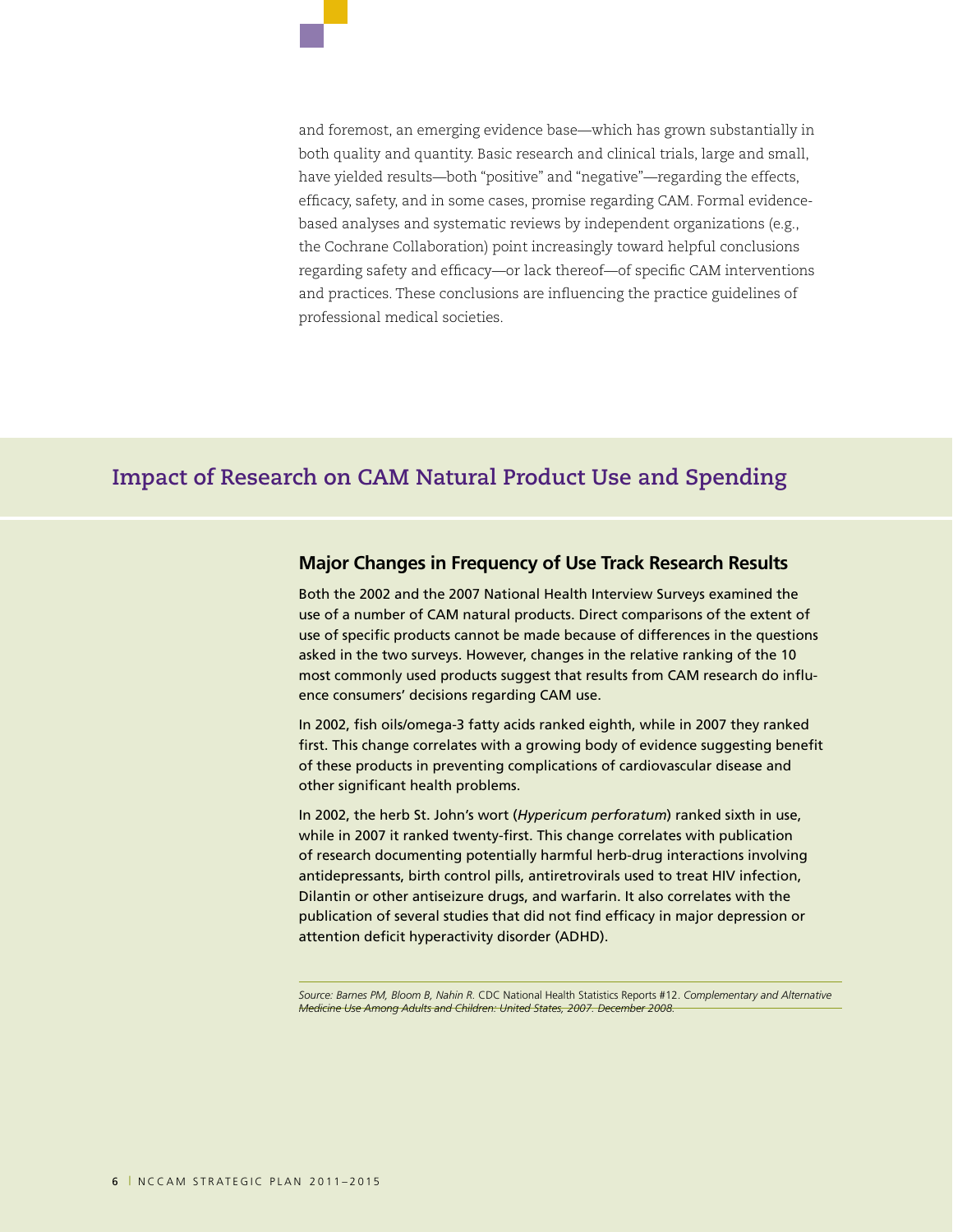and foremost, an emerging evidence base—which has grown substantially in both quality and quantity. Basic research and clinical trials, large and small, have yielded results—both "positive" and "negative"—regarding the effects, efficacy, safety, and in some cases, promise regarding CAM. Formal evidence-based analyses and systematic reviews by independent organizations (e.g., the Cochrane Collaboration) point increasingly toward helpful conclusions regarding safety and efficacy—or lack thereof—of specific CAM interventions and practices. These conclusions are influencing the practice guidelines of professional medical societies.

## Impact of Research on CAM Natural Product Use and Spending

### Major Changes in Frequency of Use Track Research Results

Both the 2002 and the 2007 National Health Interview Surveys examined the use of a number of CAM natural products. Direct comparisons of the extent of use of specific products cannot be made because of differences in the questions asked in the two surveys. However, changes in the relative ranking of the 10 most commonly used products suggest that results from CAM research do influence consumers' decisions regarding CAM use.

In 2002, fish oils/omega-3 fatty acids ranked eighth, while in 2007 they ranked first. This change correlates with a growing body of evidence suggesting benefit of these products in preventing complications of cardiovascular disease and other significant health problems.

In 2002, the herb St. John's wort (*Hypericum perforatum*) ranked sixth in use, while in 2007 it ranked twenty-first. This change correlates with publication of research documenting potentially harmful herb-drug interactions involving antidepressants, birth control pills, antiretrovirals used to treat HIV infection, Dilantin or other antiseizure drugs, and warfarin. It also correlates with the publication of several studies that did not find efficacy in major depression or attention deficit hyperactivity disorder (ADHD).

*Source: Barnes PM, Bloom B, Nahin R.* CDC National Health Statistics Reports #12. *Complementary and Alternative Medicine Use Among Adults and Children: United States, 2007. December 2008.*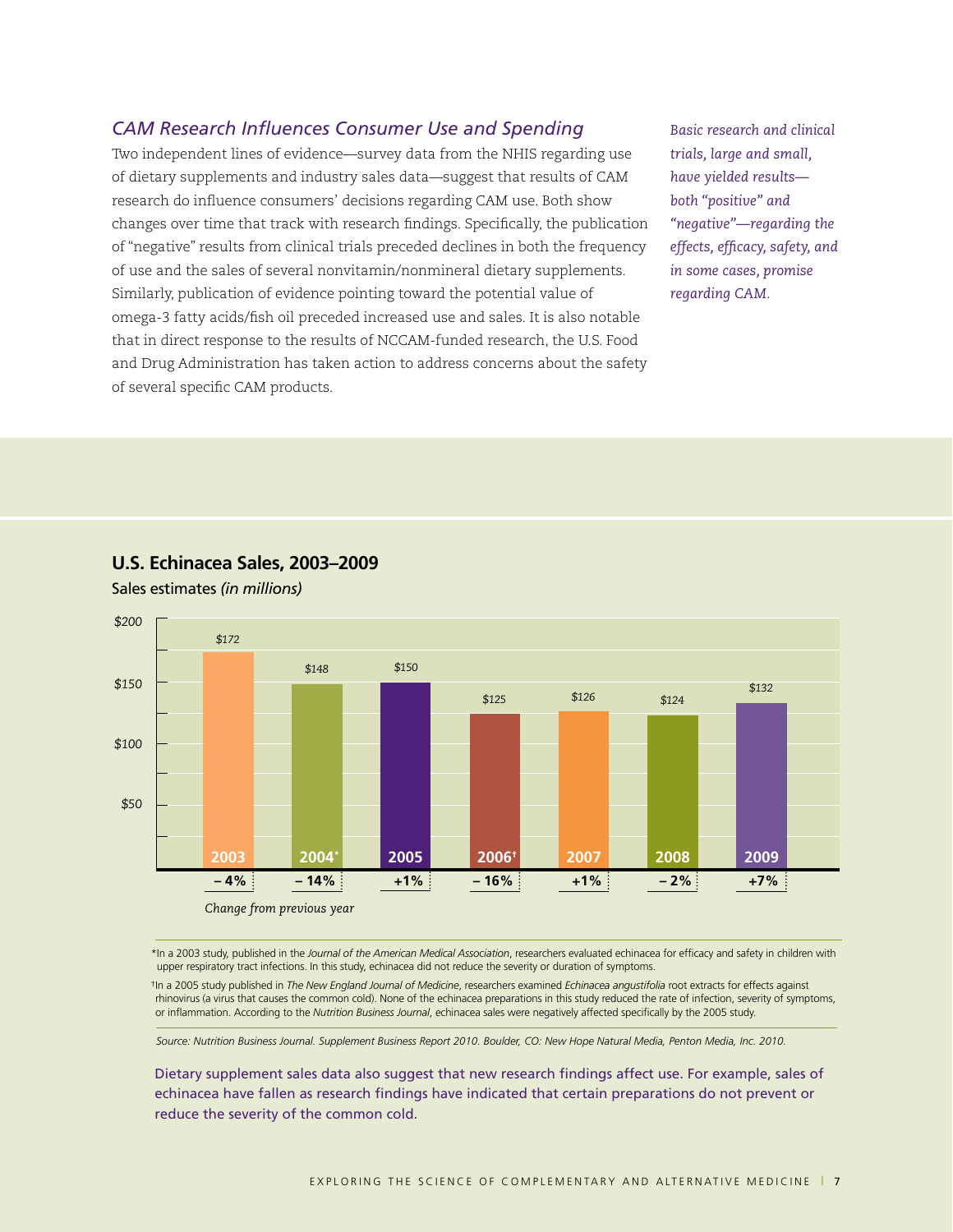## CAM Research Influences Consumer Use and Spending

Two independent lines of evidence—survey data from the NHIS regarding use of dietary supplements and industry sales data—suggest that results of CAM research do influence consumers' decisions regarding CAM use. Both show changes over time that track with research findings. Specifically, the publication of "negative" results from clinical trials preceded declines in both the frequency of use and the sales of several nonvitamin/nonmineral dietary supplements. Similarly, publication of evidence pointing toward the potential value of omega-3 fatty acids/fish oil preceded increased use and sales. It is also notable that in direct response to the results of NCCAM-funded research, the U.S. Food and Drug Administration has taken action to address concerns about the safety of several specific CAM products.

*Basic research and clinical trials, large and small, have yielded results—both "positive" and "negative"—regarding the effects, efficacy, safety, and in some cases, promise regarding CAM.*

### U.S. Echinacea Sales, 2003–2009

Sales estimates *(in millions)*

| Year | Sales | Change from previous year |
|---|---|---|
| 2003 | $172 | – 4% |
| 2004* | $148 | – 14% |
| 2005 | $150 | +1% |
| 2006† | $125 | – 16% |
| 2007 | $126 | +1% |
| 2008 | $124 | – 2% |
| 2009 | $132 | +7% |

*Change from previous year*

*In a 2003 study, published in the *Journal of the American Medical Association*, researchers evaluated echinacea for efficacy and safety in children with upper respiratory tract infections. In this study, echinacea did not reduce the severity or duration of symptoms.

†In a 2005 study published in *The New England Journal of Medicine*, researchers examined *Echinacea angustifolia* root extracts for effects against rhinovirus (a virus that causes the common cold). None of the echinacea preparations in this study reduced the rate of infection, severity of symptoms, or inflammation. According to the *Nutrition Business Journal*, echinacea sales were negatively affected specifically by the 2005 study.

*Source: Nutrition Business Journal. Supplement Business Report 2010. Boulder, CO: New Hope Natural Media, Penton Media, Inc. 2010.*

Dietary supplement sales data also suggest that new research findings affect use. For example, sales of echinacea have fallen as research findings have indicated that certain preparations do not prevent or reduce the severity of the common cold.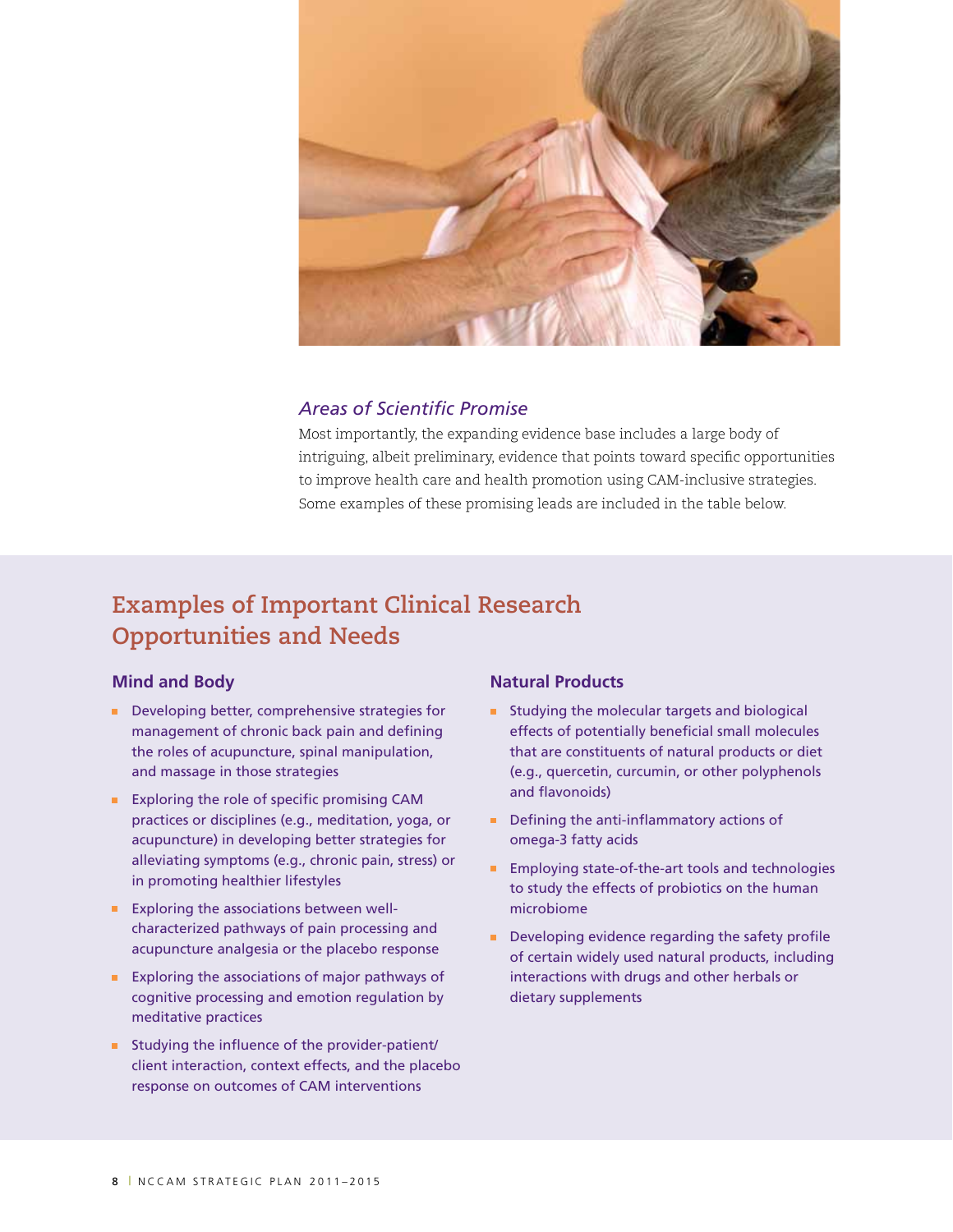### *Areas of Scientific Promise*

Most importantly, the expanding evidence base includes a large body of intriguing, albeit preliminary, evidence that points toward specific opportunities to improve health care and health promotion using CAM-inclusive strategies. Some examples of these promising leads are included in the table below.

## Examples of Important Clinical Research Opportunities and Needs

### Mind and Body

- Developing better, comprehensive strategies for management of chronic back pain and defining the roles of acupuncture, spinal manipulation, and massage in those strategies
- Exploring the role of specific promising CAM practices or disciplines (e.g., meditation, yoga, or acupuncture) in developing better strategies for alleviating symptoms (e.g., chronic pain, stress) or in promoting healthier lifestyles
- Exploring the associations between well-characterized pathways of pain processing and acupuncture analgesia or the placebo response
- Exploring the associations of major pathways of cognitive processing and emotion regulation by meditative practices
- Studying the influence of the provider-patient/client interaction, context effects, and the placebo response on outcomes of CAM interventions

### Natural Products

- Studying the molecular targets and biological effects of potentially beneficial small molecules that are constituents of natural products or diet (e.g., quercetin, curcumin, or other polyphenols and flavonoids)
- Defining the anti-inflammatory actions of omega-3 fatty acids
- Employing state-of-the-art tools and technologies to study the effects of probiotics on the human microbiome
- Developing evidence regarding the safety profile of certain widely used natural products, including interactions with drugs and other herbals or dietary supplements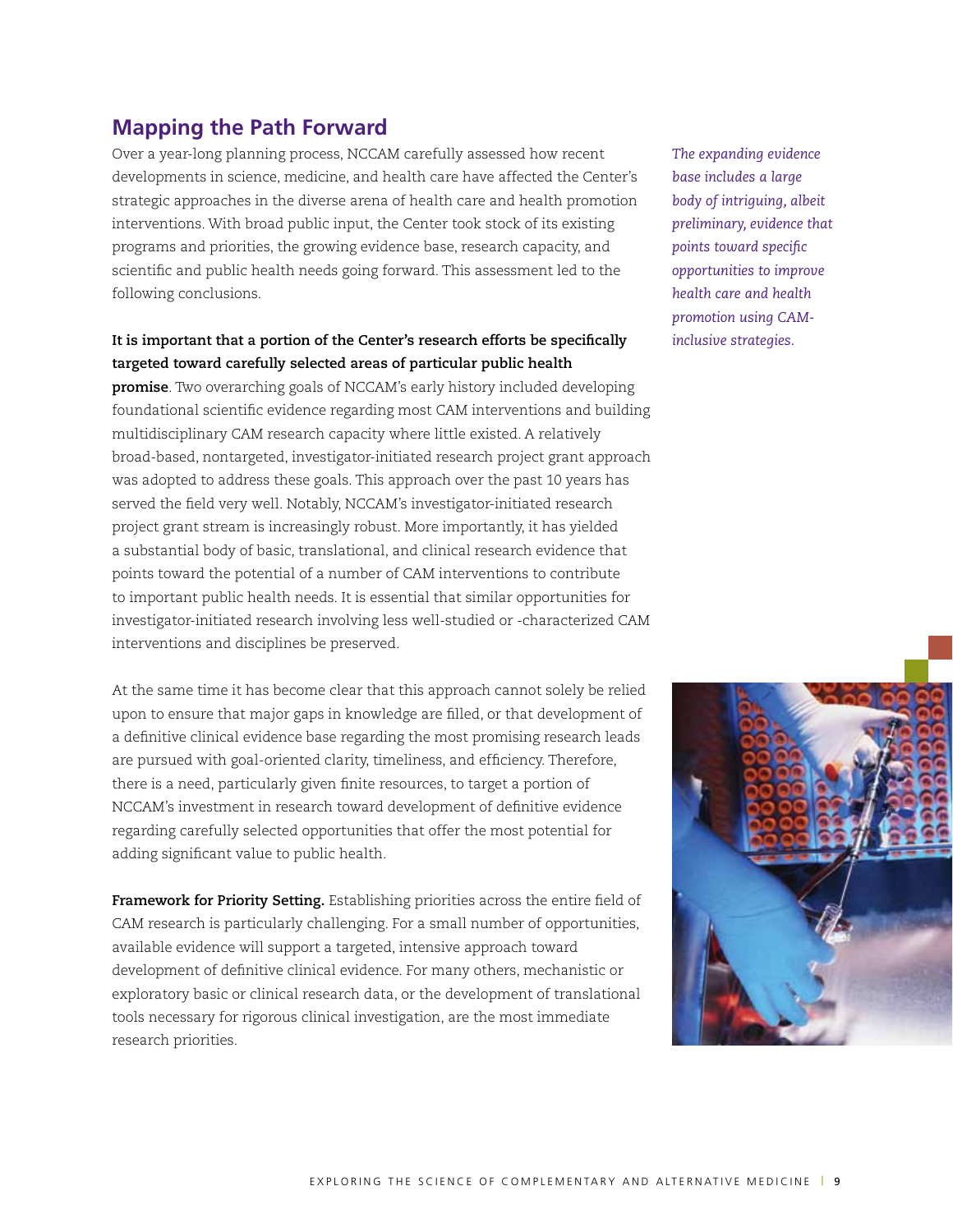## Mapping the Path Forward

Over a year-long planning process, NCCAM carefully assessed how recent developments in science, medicine, and health care have affected the Center's strategic approaches in the diverse arena of health care and health promotion interventions. With broad public input, the Center took stock of its existing programs and priorities, the growing evidence base, research capacity, and scientific and public health needs going forward. This assessment led to the following conclusions.

*The expanding evidence base includes a large body of intriguing, albeit preliminary, evidence that points toward specific opportunities to improve health care and health promotion using CAM-inclusive strategies.*

**It is important that a portion of the Center's research efforts be specifically targeted toward carefully selected areas of particular public health promise**. Two overarching goals of NCCAM's early history included developing foundational scientific evidence regarding most CAM interventions and building multidisciplinary CAM research capacity where little existed. A relatively broad-based, nontargeted, investigator-initiated research project grant approach was adopted to address these goals. This approach over the past 10 years has served the field very well. Notably, NCCAM's investigator-initiated research project grant stream is increasingly robust. More importantly, it has yielded a substantial body of basic, translational, and clinical research evidence that points toward the potential of a number of CAM interventions to contribute to important public health needs. It is essential that similar opportunities for investigator-initiated research involving less well-studied or -characterized CAM interventions and disciplines be preserved.

At the same time it has become clear that this approach cannot solely be relied upon to ensure that major gaps in knowledge are filled, or that development of a definitive clinical evidence base regarding the most promising research leads are pursued with goal-oriented clarity, timeliness, and efficiency. Therefore, there is a need, particularly given finite resources, to target a portion of NCCAM's investment in research toward development of definitive evidence regarding carefully selected opportunities that offer the most potential for adding significant value to public health.

**Framework for Priority Setting.** Establishing priorities across the entire field of CAM research is particularly challenging. For a small number of opportunities, available evidence will support a targeted, intensive approach toward development of definitive clinical evidence. For many others, mechanistic or exploratory basic or clinical research data, or the development of translational tools necessary for rigorous clinical investigation, are the most immediate research priorities.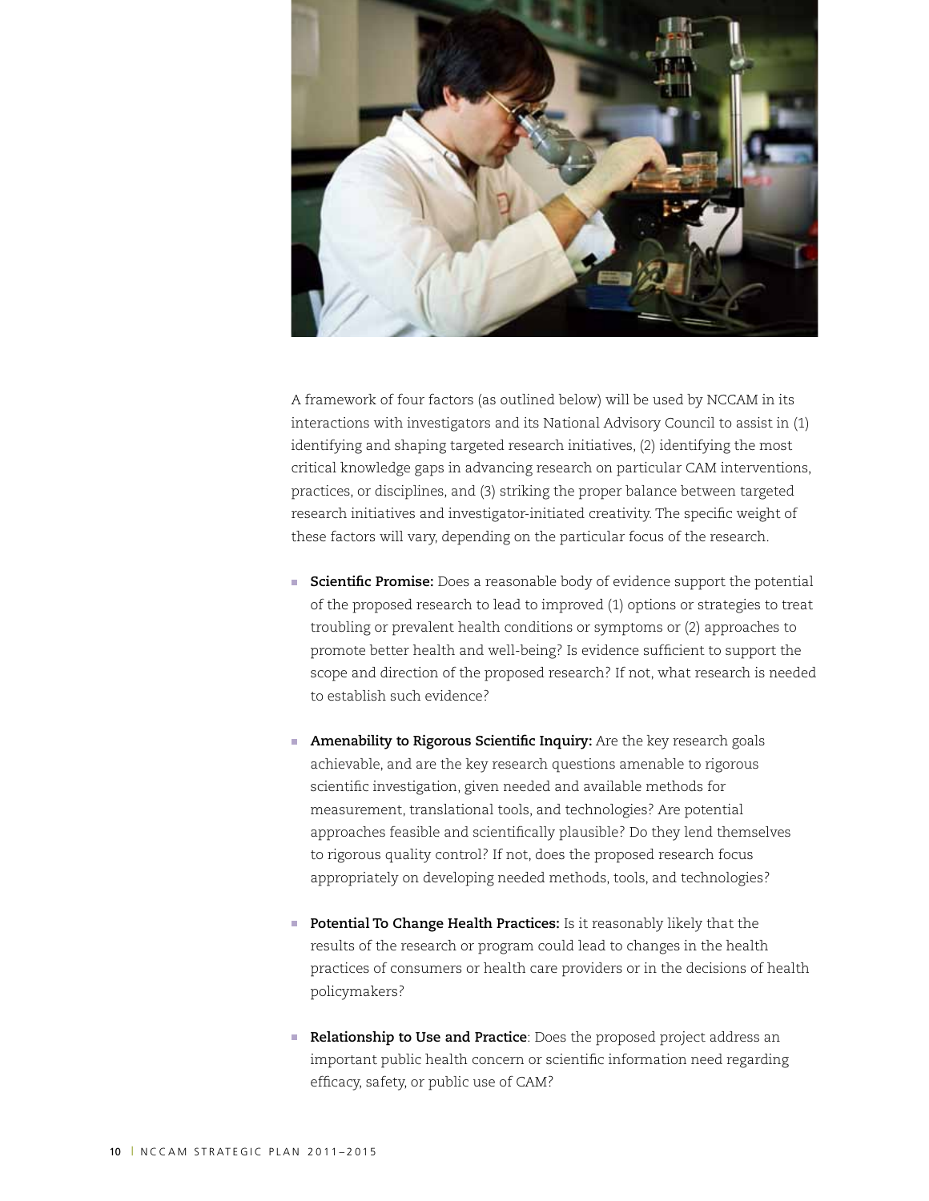A framework of four factors (as outlined below) will be used by NCCAM in its interactions with investigators and its National Advisory Council to assist in (1) identifying and shaping targeted research initiatives, (2) identifying the most critical knowledge gaps in advancing research on particular CAM interventions, practices, or disciplines, and (3) striking the proper balance between targeted research initiatives and investigator-initiated creativity. The specific weight of these factors will vary, depending on the particular focus of the research.

- **Scientific Promise:** Does a reasonable body of evidence support the potential of the proposed research to lead to improved (1) options or strategies to treat troubling or prevalent health conditions or symptoms or (2) approaches to promote better health and well-being? Is evidence sufficient to support the scope and direction of the proposed research? If not, what research is needed to establish such evidence?

- **Amenability to Rigorous Scientific Inquiry:** Are the key research goals achievable, and are the key research questions amenable to rigorous scientific investigation, given needed and available methods for measurement, translational tools, and technologies? Are potential approaches feasible and scientifically plausible? Do they lend themselves to rigorous quality control? If not, does the proposed research focus appropriately on developing needed methods, tools, and technologies?

- **Potential To Change Health Practices:** Is it reasonably likely that the results of the research or program could lead to changes in the health practices of consumers or health care providers or in the decisions of health policymakers?

- **Relationship to Use and Practice**: Does the proposed project address an important public health concern or scientific information need regarding efficacy, safety, or public use of CAM?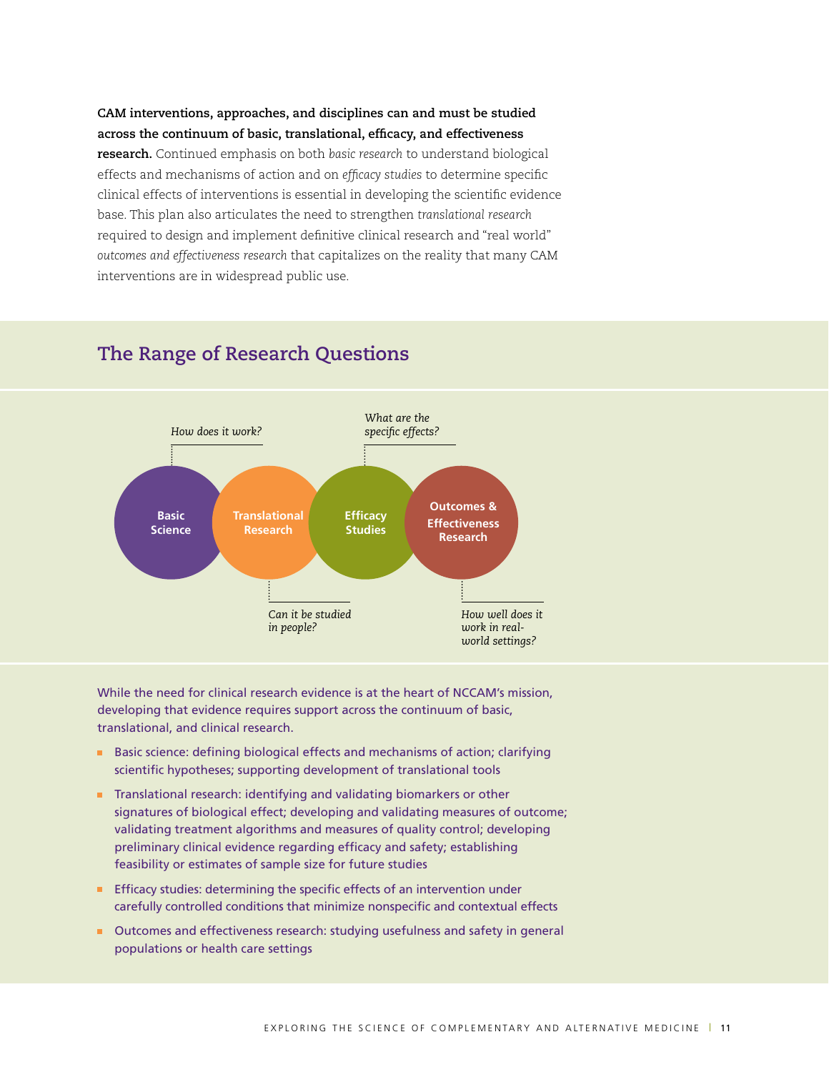**CAM interventions, approaches, and disciplines can and must be studied across the continuum of basic, translational, efficacy, and effectiveness research.** Continued emphasis on both *basic research* to understand biological effects and mechanisms of action and on *efficacy studies* to determine specific clinical effects of interventions is essential in developing the scientific evidence base. This plan also articulates the need to strengthen *translational research* required to design and implement definitive clinical research and "real world" *outcomes and effectiveness research* that capitalizes on the reality that many CAM interventions are in widespread public use.

## The Range of Research Questions

- **Basic Science** — *How does it work?*
- **Translational Research** — *Can it be studied in people?*
- **Efficacy Studies** — *What are the specific effects?*
- **Outcomes & Effectiveness Research** — *How well does it work in real-world settings?*

While the need for clinical research evidence is at the heart of NCCAM's mission, developing that evidence requires support across the continuum of basic, translational, and clinical research.

- Basic science: defining biological effects and mechanisms of action; clarifying scientific hypotheses; supporting development of translational tools
- Translational research: identifying and validating biomarkers or other signatures of biological effect; developing and validating measures of outcome; validating treatment algorithms and measures of quality control; developing preliminary clinical evidence regarding efficacy and safety; establishing feasibility or estimates of sample size for future studies
- Efficacy studies: determining the specific effects of an intervention under carefully controlled conditions that minimize nonspecific and contextual effects
- Outcomes and effectiveness research: studying usefulness and safety in general populations or health care settings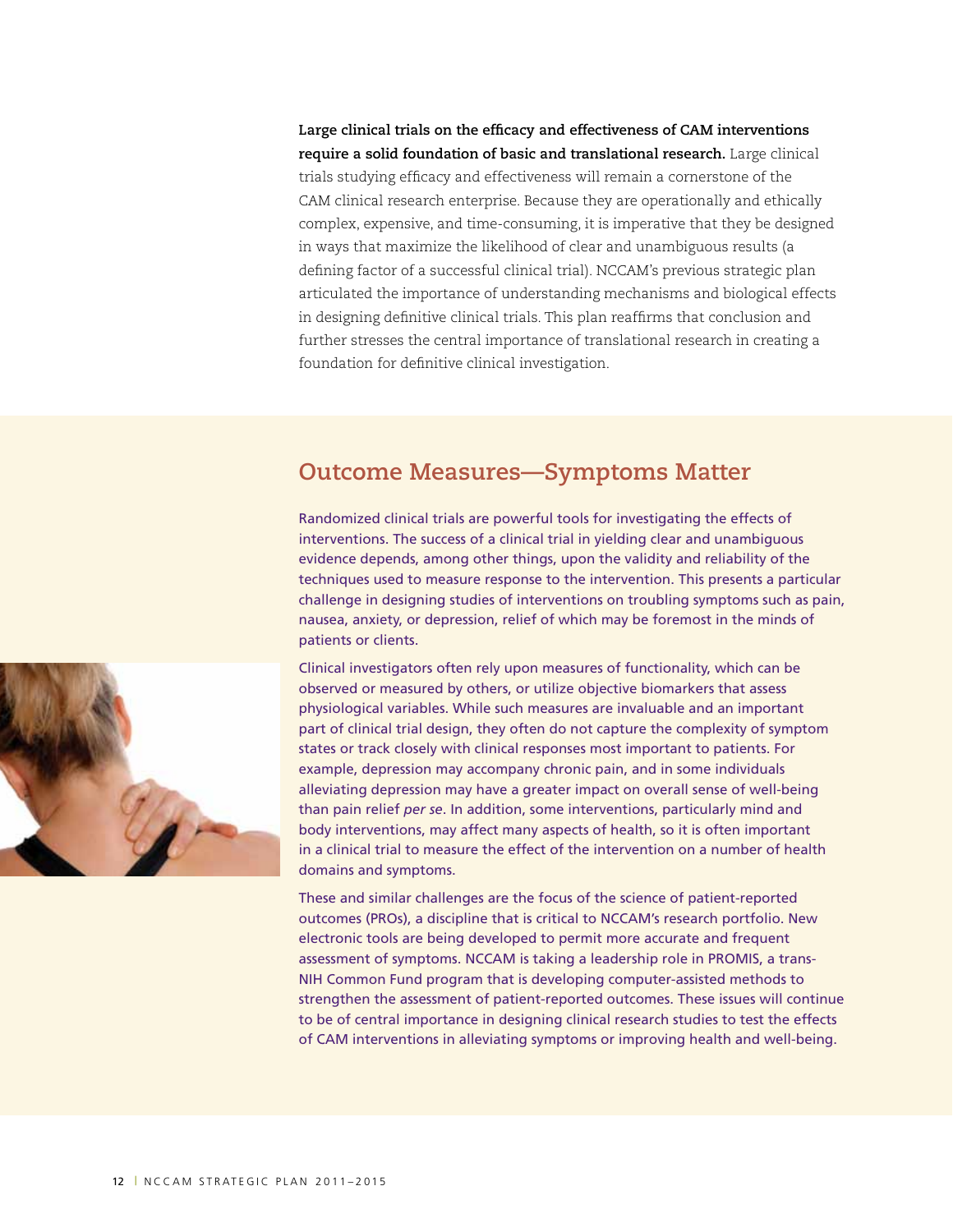**Large clinical trials on the efficacy and effectiveness of CAM interventions require a solid foundation of basic and translational research.** Large clinical trials studying efficacy and effectiveness will remain a cornerstone of the CAM clinical research enterprise. Because they are operationally and ethically complex, expensive, and time-consuming, it is imperative that they be designed in ways that maximize the likelihood of clear and unambiguous results (a defining factor of a successful clinical trial). NCCAM's previous strategic plan articulated the importance of understanding mechanisms and biological effects in designing definitive clinical trials. This plan reaffirms that conclusion and further stresses the central importance of translational research in creating a foundation for definitive clinical investigation.

## Outcome Measures—Symptoms Matter

Randomized clinical trials are powerful tools for investigating the effects of interventions. The success of a clinical trial in yielding clear and unambiguous evidence depends, among other things, upon the validity and reliability of the techniques used to measure response to the intervention. This presents a particular challenge in designing studies of interventions on troubling symptoms such as pain, nausea, anxiety, or depression, relief of which may be foremost in the minds of patients or clients.

Clinical investigators often rely upon measures of functionality, which can be observed or measured by others, or utilize objective biomarkers that assess physiological variables. While such measures are invaluable and an important part of clinical trial design, they often do not capture the complexity of symptom states or track closely with clinical responses most important to patients. For example, depression may accompany chronic pain, and in some individuals alleviating depression may have a greater impact on overall sense of well-being than pain relief *per se*. In addition, some interventions, particularly mind and body interventions, may affect many aspects of health, so it is often important in a clinical trial to measure the effect of the intervention on a number of health domains and symptoms.

These and similar challenges are the focus of the science of patient-reported outcomes (PROs), a discipline that is critical to NCCAM's research portfolio. New electronic tools are being developed to permit more accurate and frequent assessment of symptoms. NCCAM is taking a leadership role in PROMIS, a trans-NIH Common Fund program that is developing computer-assisted methods to strengthen the assessment of patient-reported outcomes. These issues will continue to be of central importance in designing clinical research studies to test the effects of CAM interventions in alleviating symptoms or improving health and well-being.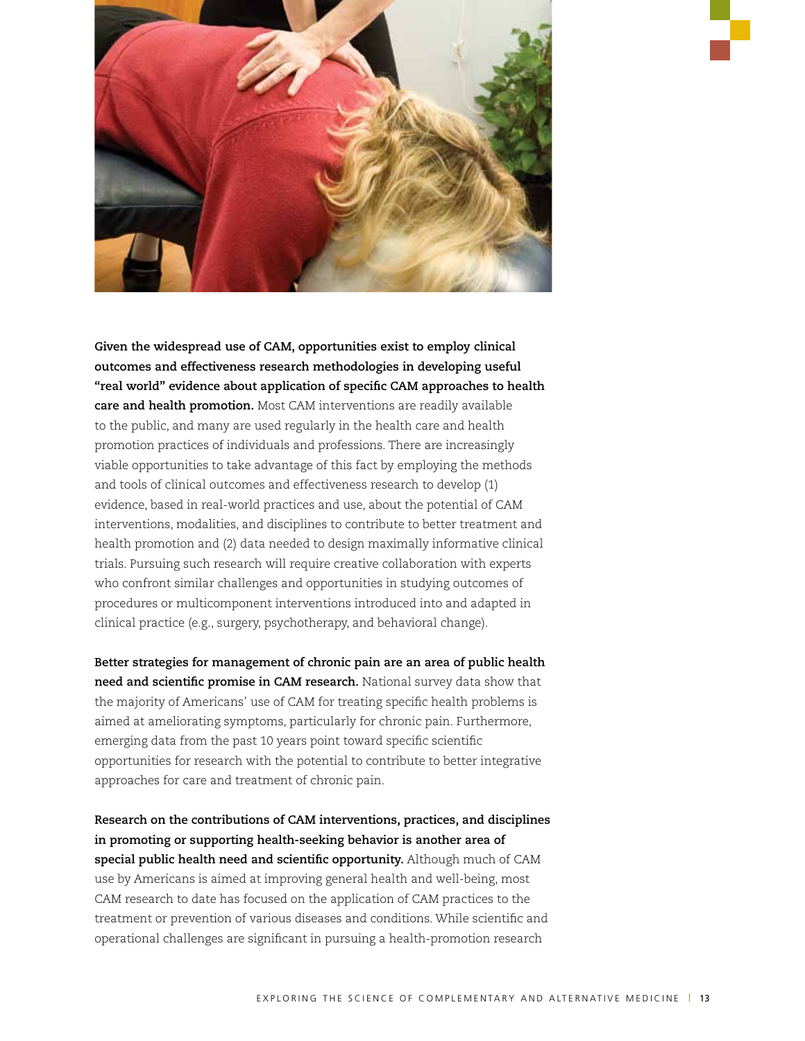**Given the widespread use of CAM, opportunities exist to employ clinical outcomes and effectiveness research methodologies in developing useful "real world" evidence about application of specific CAM approaches to health care and health promotion.** Most CAM interventions are readily available to the public, and many are used regularly in the health care and health promotion practices of individuals and professions. There are increasingly viable opportunities to take advantage of this fact by employing the methods and tools of clinical outcomes and effectiveness research to develop (1) evidence, based in real-world practices and use, about the potential of CAM interventions, modalities, and disciplines to contribute to better treatment and health promotion and (2) data needed to design maximally informative clinical trials. Pursuing such research will require creative collaboration with experts who confront similar challenges and opportunities in studying outcomes of procedures or multicomponent interventions introduced into and adapted in clinical practice (e.g., surgery, psychotherapy, and behavioral change).

**Better strategies for management of chronic pain are an area of public health need and scientific promise in CAM research.** National survey data show that the majority of Americans' use of CAM for treating specific health problems is aimed at ameliorating symptoms, particularly for chronic pain. Furthermore, emerging data from the past 10 years point toward specific scientific opportunities for research with the potential to contribute to better integrative approaches for care and treatment of chronic pain.

**Research on the contributions of CAM interventions, practices, and disciplines in promoting or supporting health-seeking behavior is another area of special public health need and scientific opportunity.** Although much of CAM use by Americans is aimed at improving general health and well-being, most CAM research to date has focused on the application of CAM practices to the treatment or prevention of various diseases and conditions. While scientific and operational challenges are significant in pursuing a health-promotion research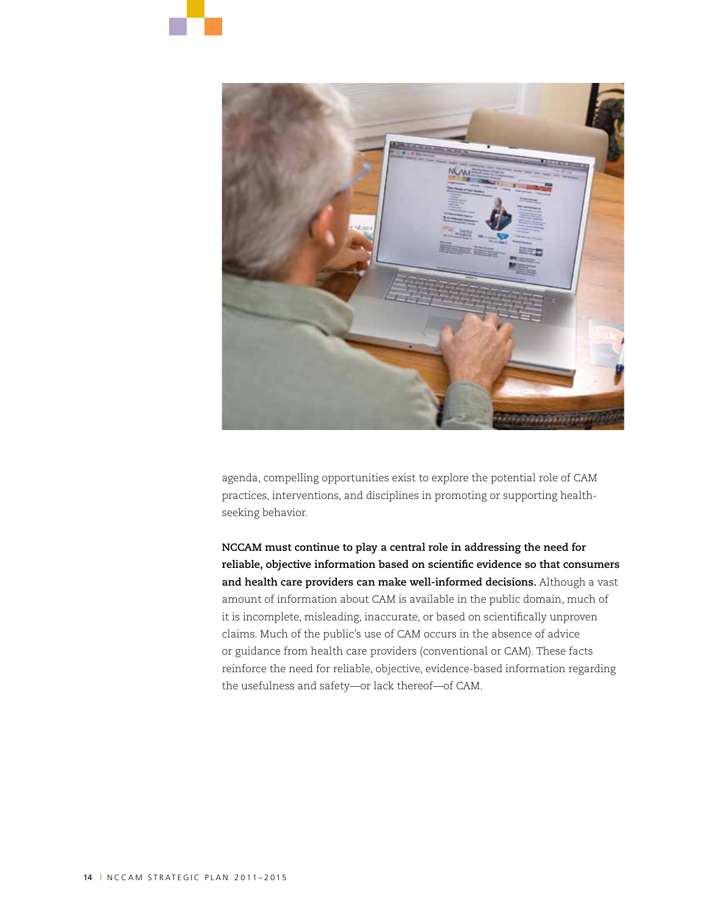agenda, compelling opportunities exist to explore the potential role of CAM practices, interventions, and disciplines in promoting or supporting health-seeking behavior.

**NCCAM must continue to play a central role in addressing the need for reliable, objective information based on scientific evidence so that consumers and health care providers can make well-informed decisions.** Although a vast amount of information about CAM is available in the public domain, much of it is incomplete, misleading, inaccurate, or based on scientifically unproven claims. Much of the public's use of CAM occurs in the absence of advice or guidance from health care providers (conventional or CAM). These facts reinforce the need for reliable, objective, evidence-based information regarding the usefulness and safety—or lack thereof—of CAM.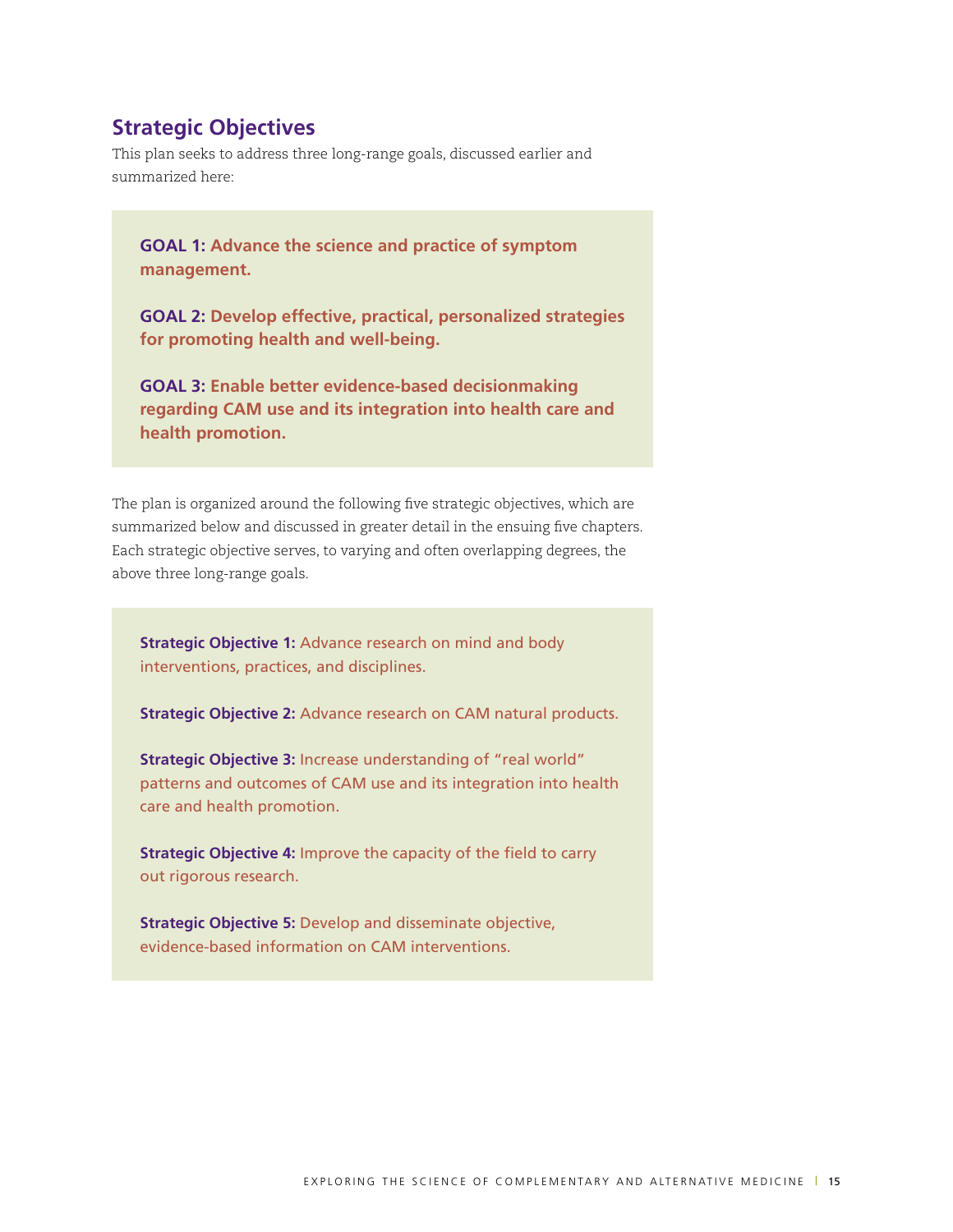## Strategic Objectives

This plan seeks to address three long-range goals, discussed earlier and summarized here:

**GOAL 1: Advance the science and practice of symptom management.**

**GOAL 2: Develop effective, practical, personalized strategies for promoting health and well-being.**

**GOAL 3: Enable better evidence-based decisionmaking regarding CAM use and its integration into health care and health promotion.**

The plan is organized around the following five strategic objectives, which are summarized below and discussed in greater detail in the ensuing five chapters. Each strategic objective serves, to varying and often overlapping degrees, the above three long-range goals.

**Strategic Objective 1:** Advance research on mind and body interventions, practices, and disciplines.

**Strategic Objective 2:** Advance research on CAM natural products.

**Strategic Objective 3:** Increase understanding of "real world" patterns and outcomes of CAM use and its integration into health care and health promotion.

**Strategic Objective 4:** Improve the capacity of the field to carry out rigorous research.

**Strategic Objective 5:** Develop and disseminate objective, evidence-based information on CAM interventions.